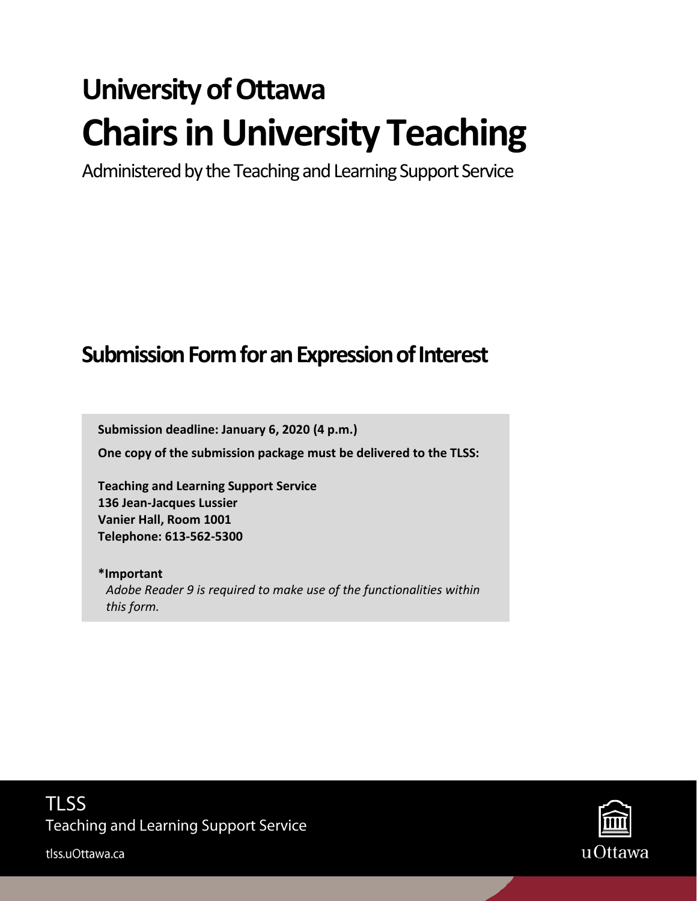# University of Ottawa

# Chairs in University Teaching

Administered by the Teaching and Learning Support Service

## Submission Form for an Expression of Interest

**Submission deadline: January 6, 2020 (4 p.m.)**

**One copy of the submission package must be delivered to the TLSS:**

**Teaching and Learning Support Service**
**136 Jean-Jacques Lussier**
**Vanier Hall, Room 1001**
**Telephone: 613-562-5300**

**\*Important**
*Adobe Reader 9 is required to make use of the functionalities within this form.*

TLSS
Teaching and Learning Support Service

tlss.uOttawa.ca

uOttawa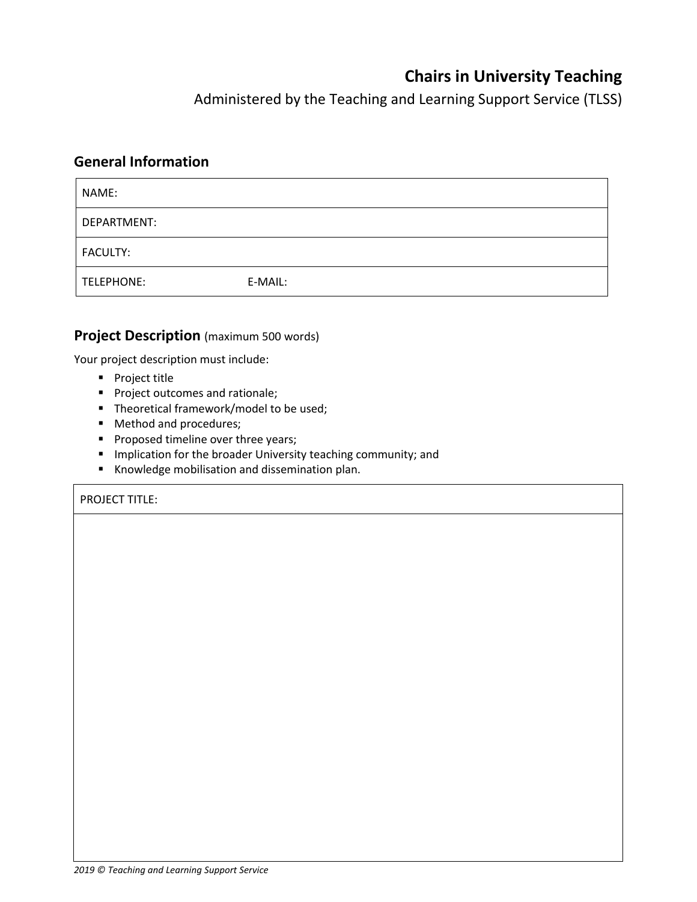# Chairs in University Teaching

Administered by the Teaching and Learning Support Service (TLSS)

## General Information

| NAME: | |
|---|---|
| DEPARTMENT: | |
| FACULTY: | |
| TELEPHONE: | E-MAIL: |

## Project Description (maximum 500 words)

Your project description must include:

- Project title
- Project outcomes and rationale;
- Theoretical framework/model to be used;
- Method and procedures;
- Proposed timeline over three years;
- Implication for the broader University teaching community; and
- Knowledge mobilisation and dissemination plan.

| PROJECT TITLE: |
|---|
| |

*2019 © Teaching and Learning Support Service*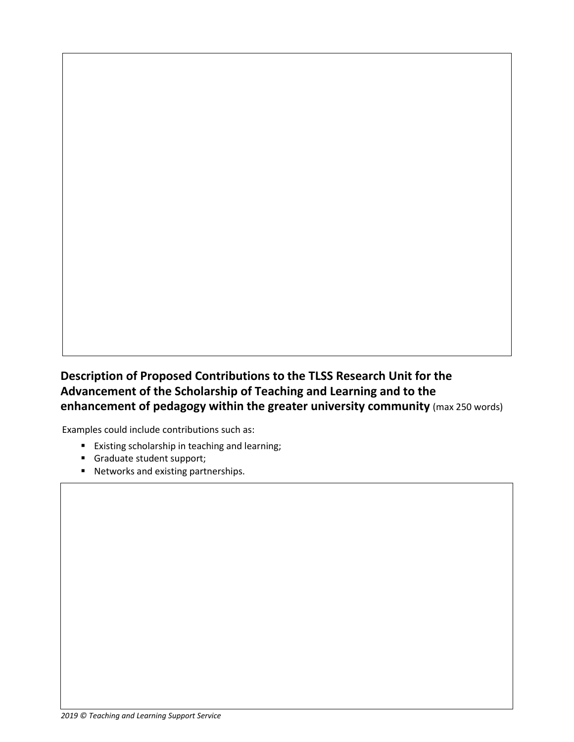**Description of Proposed Contributions to the TLSS Research Unit for the Advancement of the Scholarship of Teaching and Learning and to the enhancement of pedagogy within the greater university community** (max 250 words)

Examples could include contributions such as:

- Existing scholarship in teaching and learning;
- Graduate student support;
- Networks and existing partnerships.

*2019 © Teaching and Learning Support Service*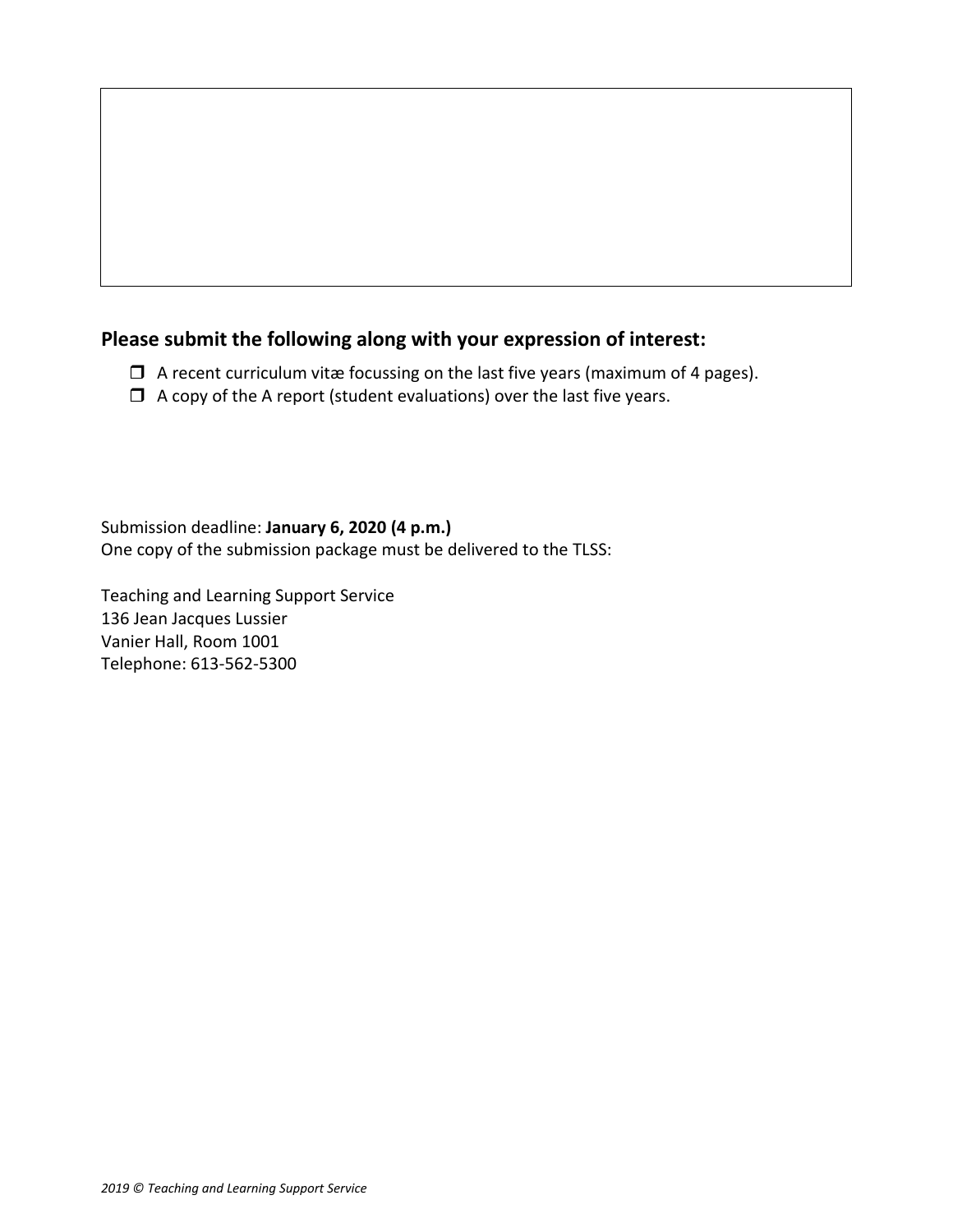## Please submit the following along with your expression of interest:

- ❒ A recent curriculum vitæ focussing on the last five years (maximum of 4 pages).
- ❒ A copy of the A report (student evaluations) over the last five years.

Submission deadline: **January 6, 2020 (4 p.m.)**
One copy of the submission package must be delivered to the TLSS:

Teaching and Learning Support Service
136 Jean Jacques Lussier
Vanier Hall, Room 1001
Telephone: 613-562-5300

*2019 © Teaching and Learning Support Service*